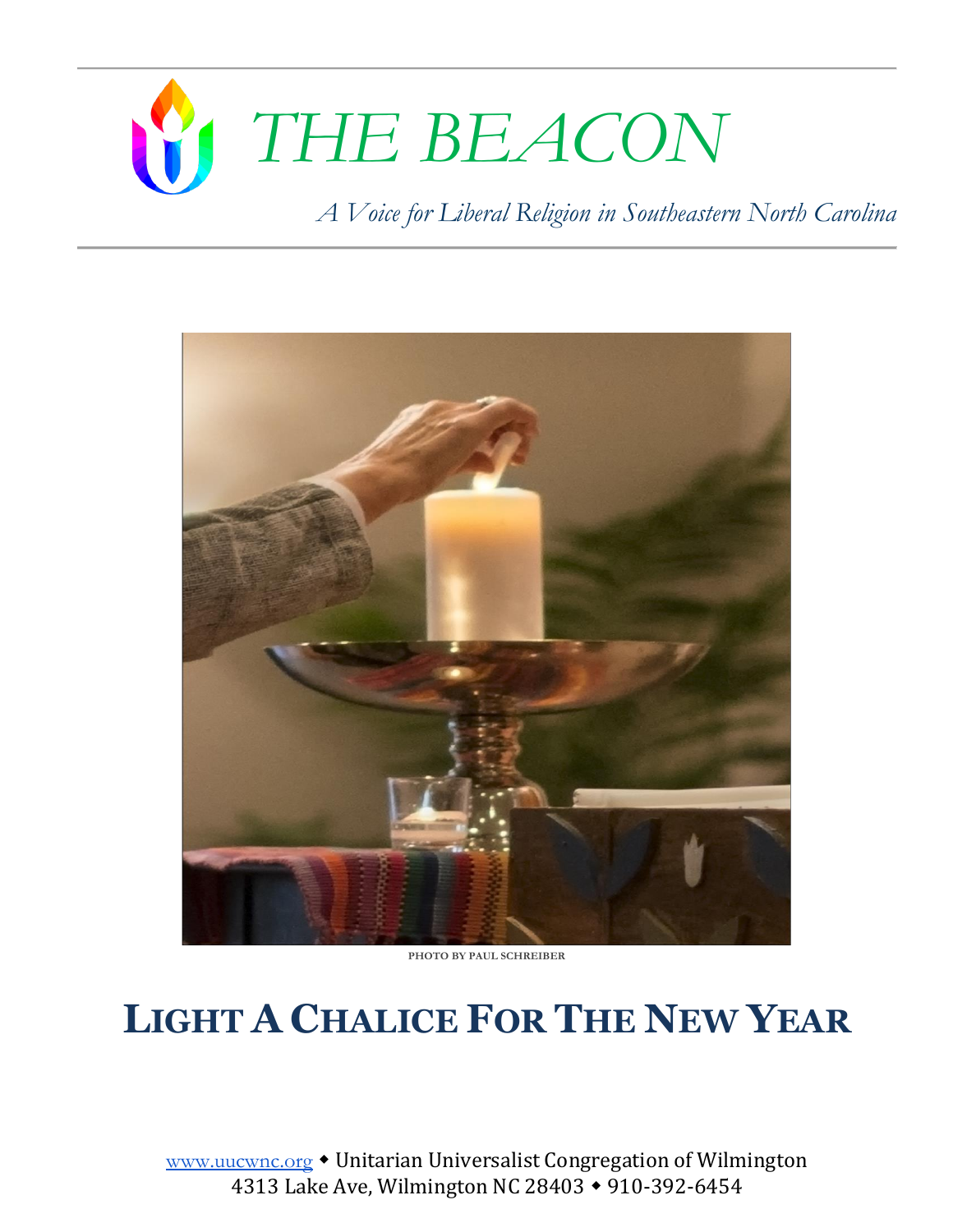# THE BEACON

*A Voice for Liberal Religion in Southeastern North Carolina*

PHOTO BY PAUL SCHREIBER

## LIGHT A CHALICE FOR THE NEW YEAR

www.uucwnc.org ◆ Unitarian Universalist Congregation of Wilmington
4313 Lake Ave, Wilmington NC 28403 ◆ 910-392-6454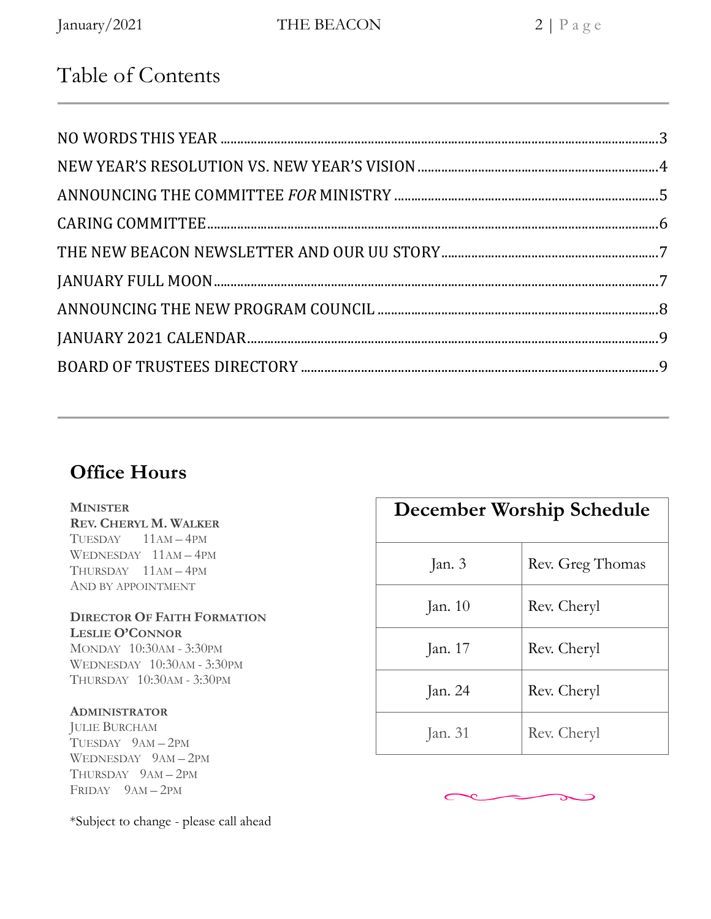## Table of Contents

| | |
|---|---|
| NO WORDS THIS YEAR | 3 |
| NEW YEAR'S RESOLUTION VS. NEW YEAR'S VISION | 4 |
| ANNOUNCING THE COMMITTEE *FOR* MINISTRY | 5 |
| CARING COMMITTEE | 6 |
| THE NEW BEACON NEWSLETTER AND OUR UU STORY | 7 |
| JANUARY FULL MOON | 7 |
| ANNOUNCING THE NEW PROGRAM COUNCIL | 8 |
| JANUARY 2021 CALENDAR | 9 |
| BOARD OF TRUSTEES DIRECTORY | 9 |

## Office Hours

**MINISTER**
**REV. CHERYL M. WALKER**
TUESDAY 11AM – 4PM
WEDNESDAY 11AM – 4PM
THURSDAY 11AM – 4PM
AND BY APPOINTMENT

**DIRECTOR OF FAITH FORMATION**
**LESLIE O'CONNOR**
MONDAY 10:30AM - 3:30PM
WEDNESDAY 10:30AM - 3:30PM
THURSDAY 10:30AM - 3:30PM

**ADMINISTRATOR**
JULIE BURCHAM
TUESDAY 9AM – 2PM
WEDNESDAY 9AM – 2PM
THURSDAY 9AM – 2PM
FRIDAY 9AM – 2PM

*Subject to change - please call ahead

| December Worship Schedule | |
|---|---|
| Jan. 3 | Rev. Greg Thomas |
| Jan. 10 | Rev. Cheryl |
| Jan. 17 | Rev. Cheryl |
| Jan. 24 | Rev. Cheryl |
| Jan. 31 | Rev. Cheryl |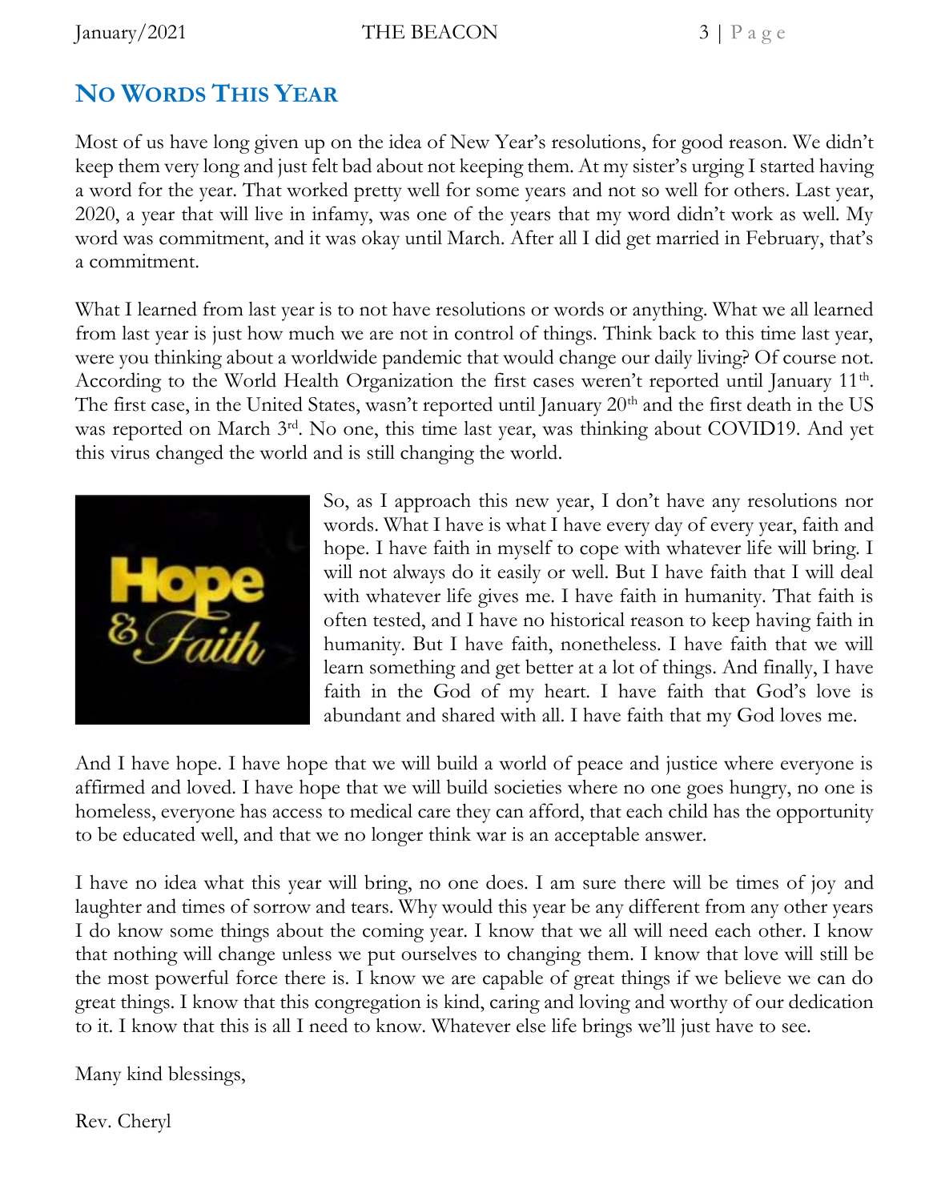## NO WORDS THIS YEAR

Most of us have long given up on the idea of New Year's resolutions, for good reason. We didn't keep them very long and just felt bad about not keeping them. At my sister's urging I started having a word for the year. That worked pretty well for some years and not so well for others. Last year, 2020, a year that will live in infamy, was one of the years that my word didn't work as well. My word was commitment, and it was okay until March. After all I did get married in February, that's a commitment.

What I learned from last year is to not have resolutions or words or anything. What we all learned from last year is just how much we are not in control of things. Think back to this time last year, were you thinking about a worldwide pandemic that would change our daily living? Of course not. According to the World Health Organization the first cases weren't reported until January 11th. The first case, in the United States, wasn't reported until January 20th and the first death in the US was reported on March 3rd. No one, this time last year, was thinking about COVID19. And yet this virus changed the world and is still changing the world.

So, as I approach this new year, I don't have any resolutions nor words. What I have is what I have every day of every year, faith and hope. I have faith in myself to cope with whatever life will bring. I will not always do it easily or well. But I have faith that I will deal with whatever life gives me. I have faith in humanity. That faith is often tested, and I have no historical reason to keep having faith in humanity. But I have faith, nonetheless. I have faith that we will learn something and get better at a lot of things. And finally, I have faith in the God of my heart. I have faith that God's love is abundant and shared with all. I have faith that my God loves me.

And I have hope. I have hope that we will build a world of peace and justice where everyone is affirmed and loved. I have hope that we will build societies where no one goes hungry, no one is homeless, everyone has access to medical care they can afford, that each child has the opportunity to be educated well, and that we no longer think war is an acceptable answer.

I have no idea what this year will bring, no one does. I am sure there will be times of joy and laughter and times of sorrow and tears. Why would this year be any different from any other years I do know some things about the coming year. I know that we all will need each other. I know that nothing will change unless we put ourselves to changing them. I know that love will still be the most powerful force there is. I know we are capable of great things if we believe we can do great things. I know that this congregation is kind, caring and loving and worthy of our dedication to it. I know that this is all I need to know. Whatever else life brings we'll just have to see.

Many kind blessings,

Rev. Cheryl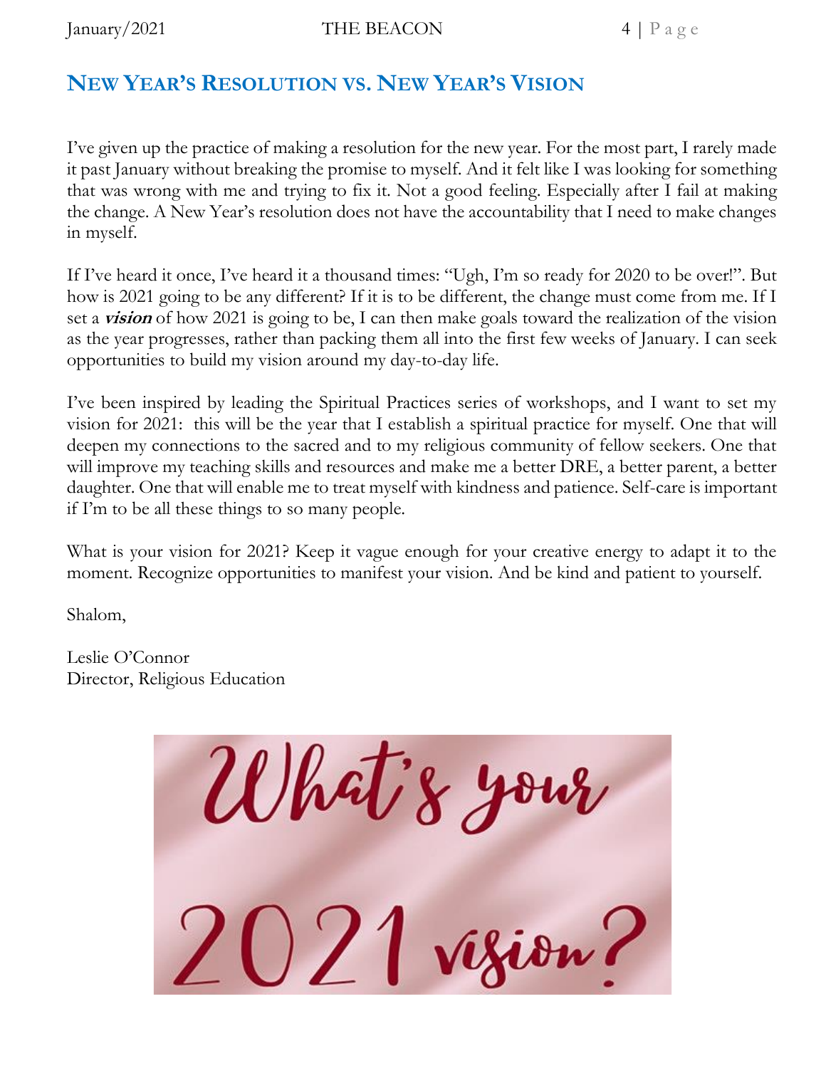## New Year's Resolution vs. New Year's Vision

I've given up the practice of making a resolution for the new year. For the most part, I rarely made it past January without breaking the promise to myself. And it felt like I was looking for something that was wrong with me and trying to fix it. Not a good feeling. Especially after I fail at making the change. A New Year's resolution does not have the accountability that I need to make changes in myself.

If I've heard it once, I've heard it a thousand times: "Ugh, I'm so ready for 2020 to be over!". But how is 2021 going to be any different? If it is to be different, the change must come from me. If I set a ***vision*** of how 2021 is going to be, I can then make goals toward the realization of the vision as the year progresses, rather than packing them all into the first few weeks of January. I can seek opportunities to build my vision around my day-to-day life.

I've been inspired by leading the Spiritual Practices series of workshops, and I want to set my vision for 2021: this will be the year that I establish a spiritual practice for myself. One that will deepen my connections to the sacred and to my religious community of fellow seekers. One that will improve my teaching skills and resources and make me a better DRE, a better parent, a better daughter. One that will enable me to treat myself with kindness and patience. Self-care is important if I'm to be all these things to so many people.

What is your vision for 2021? Keep it vague enough for your creative energy to adapt it to the moment. Recognize opportunities to manifest your vision. And be kind and patient to yourself.

Shalom,

Leslie O'Connor
Director, Religious Education

What's your 2021 vision?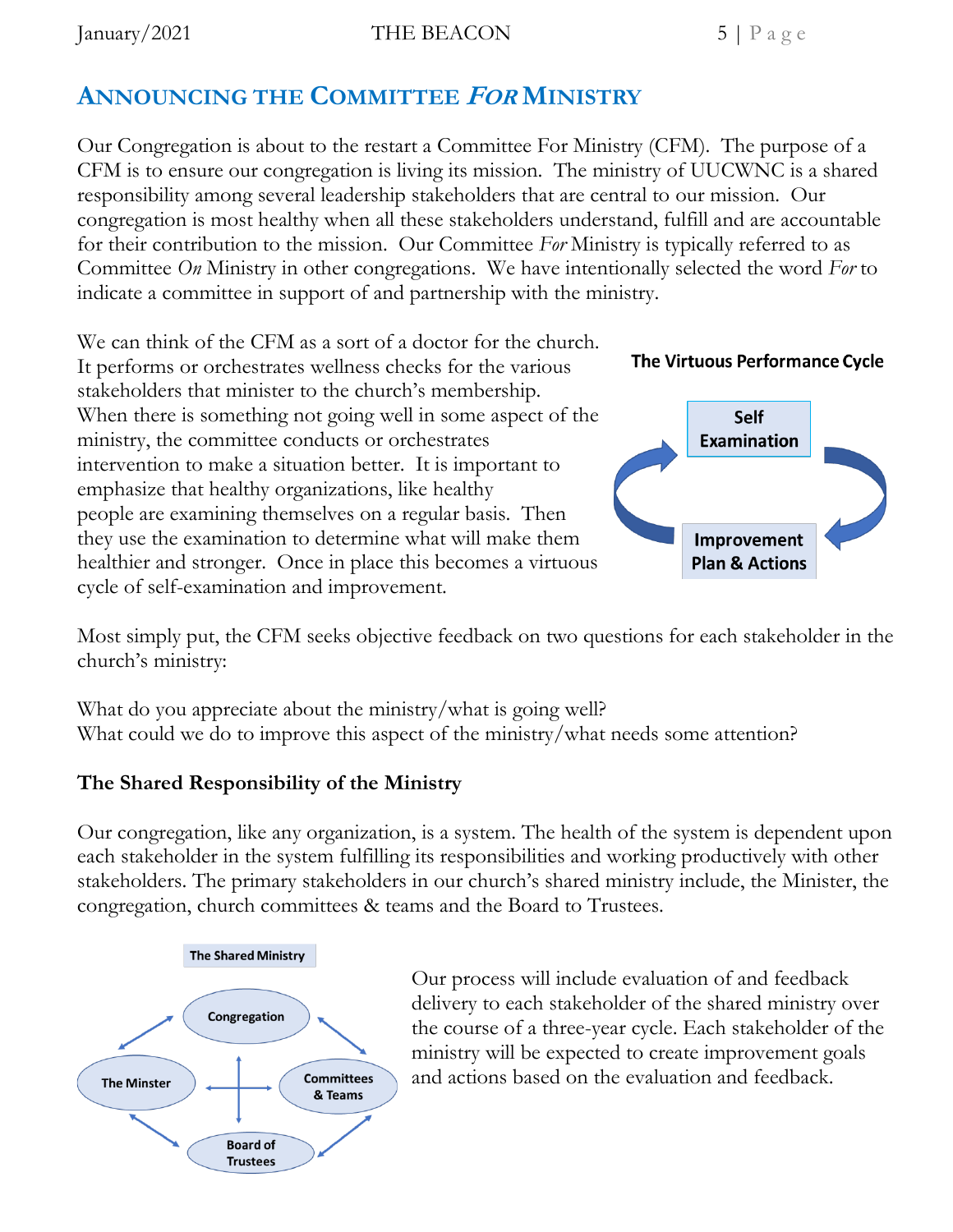## ANNOUNCING THE COMMITTEE *FOR* MINISTRY

Our Congregation is about to the restart a Committee For Ministry (CFM). The purpose of a CFM is to ensure our congregation is living its mission. The ministry of UUCWNC is a shared responsibility among several leadership stakeholders that are central to our mission. Our congregation is most healthy when all these stakeholders understand, fulfill and are accountable for their contribution to the mission. Our Committee *For* Ministry is typically referred to as Committee *On* Ministry in other congregations. We have intentionally selected the word *For* to indicate a committee in support of and partnership with the ministry.

We can think of the CFM as a sort of a doctor for the church. It performs or orchestrates wellness checks for the various stakeholders that minister to the church's membership. When there is something not going well in some aspect of the ministry, the committee conducts or orchestrates intervention to make a situation better. It is important to emphasize that healthy organizations, like healthy people are examining themselves on a regular basis. Then they use the examination to determine what will make them healthier and stronger. Once in place this becomes a virtuous cycle of self-examination and improvement.

**The Virtuous Performance Cycle**

Self Examination

Improvement Plan & Actions

Most simply put, the CFM seeks objective feedback on two questions for each stakeholder in the church's ministry:

What do you appreciate about the ministry/what is going well?
What could we do to improve this aspect of the ministry/what needs some attention?

### The Shared Responsibility of the Ministry

Our congregation, like any organization, is a system. The health of the system is dependent upon each stakeholder in the system fulfilling its responsibilities and working productively with other stakeholders. The primary stakeholders in our church's shared ministry include, the Minister, the congregation, church committees & teams and the Board to Trustees.

**The Shared Ministry**

Congregation

The Minster

Committees & Teams

Board of Trustees

Our process will include evaluation of and feedback delivery to each stakeholder of the shared ministry over the course of a three-year cycle. Each stakeholder of the ministry will be expected to create improvement goals and actions based on the evaluation and feedback.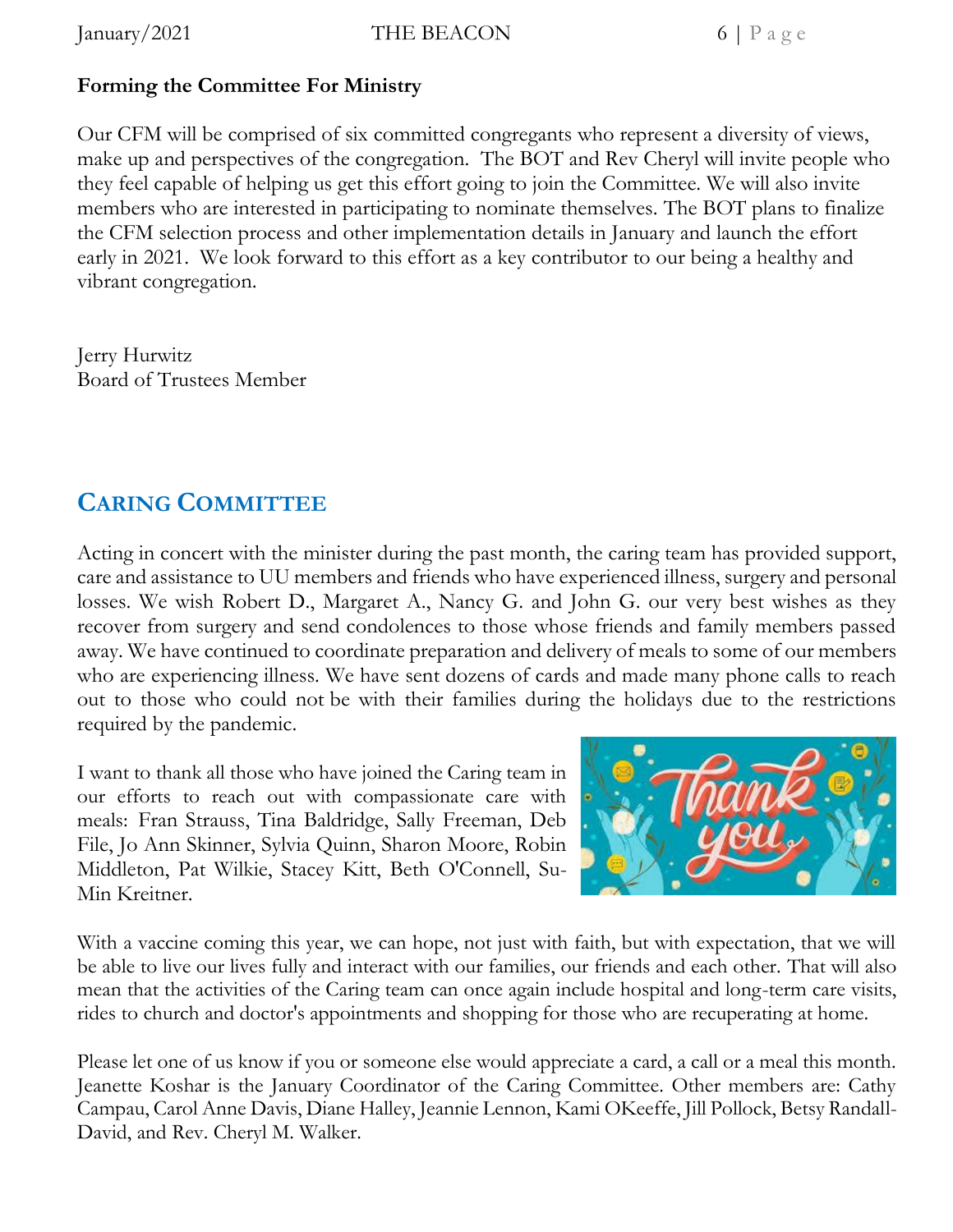**Forming the Committee For Ministry**

Our CFM will be comprised of six committed congregants who represent a diversity of views, make up and perspectives of the congregation. The BOT and Rev Cheryl will invite people who they feel capable of helping us get this effort going to join the Committee. We will also invite members who are interested in participating to nominate themselves. The BOT plans to finalize the CFM selection process and other implementation details in January and launch the effort early in 2021. We look forward to this effort as a key contributor to our being a healthy and vibrant congregation.

Jerry Hurwitz
Board of Trustees Member

## CARING COMMITTEE

Acting in concert with the minister during the past month, the caring team has provided support, care and assistance to UU members and friends who have experienced illness, surgery and personal losses. We wish Robert D., Margaret A., Nancy G. and John G. our very best wishes as they recover from surgery and send condolences to those whose friends and family members passed away. We have continued to coordinate preparation and delivery of meals to some of our members who are experiencing illness. We have sent dozens of cards and made many phone calls to reach out to those who could not be with their families during the holidays due to the restrictions required by the pandemic.

I want to thank all those who have joined the Caring team in our efforts to reach out with compassionate care with meals: Fran Strauss, Tina Baldridge, Sally Freeman, Deb File, Jo Ann Skinner, Sylvia Quinn, Sharon Moore, Robin Middleton, Pat Wilkie, Stacey Kitt, Beth O'Connell, Su-Min Kreitner.

With a vaccine coming this year, we can hope, not just with faith, but with expectation, that we will be able to live our lives fully and interact with our families, our friends and each other. That will also mean that the activities of the Caring team can once again include hospital and long-term care visits, rides to church and doctor's appointments and shopping for those who are recuperating at home.

Please let one of us know if you or someone else would appreciate a card, a call or a meal this month. Jeanette Koshar is the January Coordinator of the Caring Committee. Other members are: Cathy Campau, Carol Anne Davis, Diane Halley, Jeannie Lennon, Kami OKeeffe, Jill Pollock, Betsy Randall-David, and Rev. Cheryl M. Walker.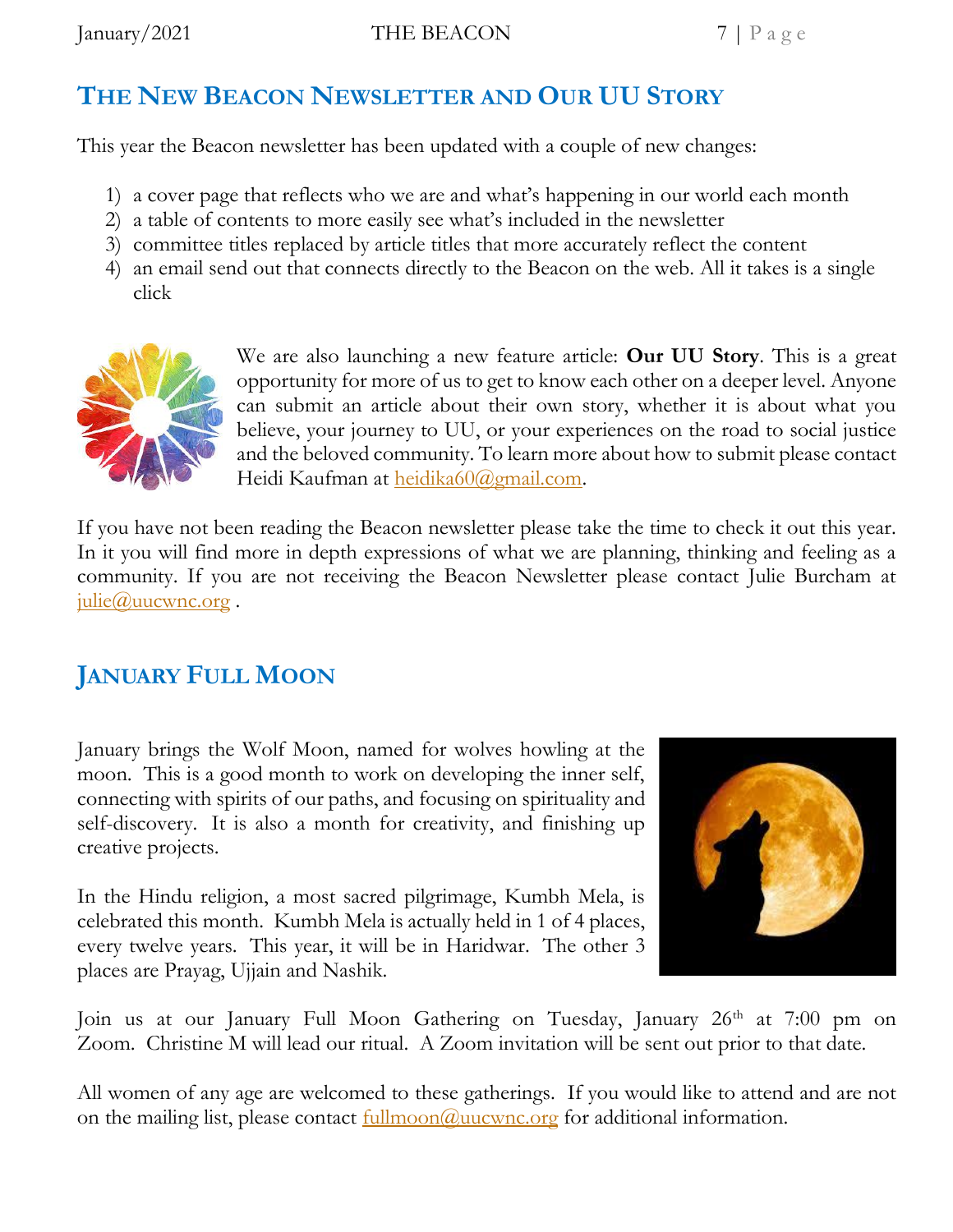## The New Beacon Newsletter and Our UU Story

This year the Beacon newsletter has been updated with a couple of new changes:

1) a cover page that reflects who we are and what's happening in our world each month
2) a table of contents to more easily see what's included in the newsletter
3) committee titles replaced by article titles that more accurately reflect the content
4) an email send out that connects directly to the Beacon on the web. All it takes is a single click

We are also launching a new feature article: **Our UU Story**. This is a great opportunity for more of us to get to know each other on a deeper level. Anyone can submit an article about their own story, whether it is about what you believe, your journey to UU, or your experiences on the road to social justice and the beloved community. To learn more about how to submit please contact Heidi Kaufman at heidika60@gmail.com.

If you have not been reading the Beacon newsletter please take the time to check it out this year. In it you will find more in depth expressions of what we are planning, thinking and feeling as a community. If you are not receiving the Beacon Newsletter please contact Julie Burcham at julie@uucwnc.org .

## January Full Moon

January brings the Wolf Moon, named for wolves howling at the moon. This is a good month to work on developing the inner self, connecting with spirits of our paths, and focusing on spirituality and self-discovery. It is also a month for creativity, and finishing up creative projects.

In the Hindu religion, a most sacred pilgrimage, Kumbh Mela, is celebrated this month. Kumbh Mela is actually held in 1 of 4 places, every twelve years. This year, it will be in Haridwar. The other 3 places are Prayag, Ujjain and Nashik.

Join us at our January Full Moon Gathering on Tuesday, January 26th at 7:00 pm on Zoom. Christine M will lead our ritual. A Zoom invitation will be sent out prior to that date.

All women of any age are welcomed to these gatherings. If you would like to attend and are not on the mailing list, please contact fullmoon@uucwnc.org for additional information.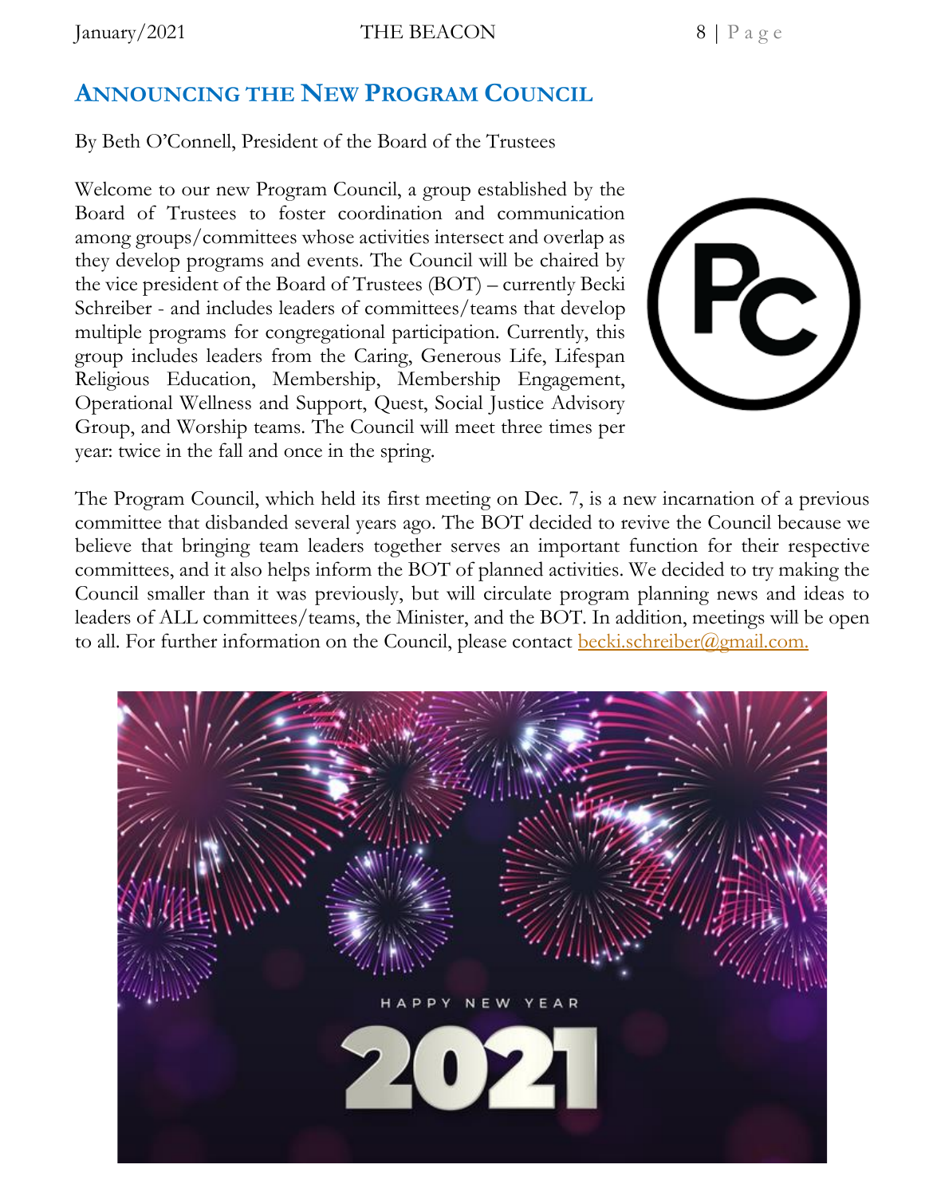## Announcing the New Program Council

By Beth O'Connell, President of the Board of the Trustees

Welcome to our new Program Council, a group established by the Board of Trustees to foster coordination and communication among groups/committees whose activities intersect and overlap as they develop programs and events. The Council will be chaired by the vice president of the Board of Trustees (BOT) – currently Becki Schreiber - and includes leaders of committees/teams that develop multiple programs for congregational participation. Currently, this group includes leaders from the Caring, Generous Life, Lifespan Religious Education, Membership, Membership Engagement, Operational Wellness and Support, Quest, Social Justice Advisory Group, and Worship teams. The Council will meet three times per year: twice in the fall and once in the spring.

The Program Council, which held its first meeting on Dec. 7, is a new incarnation of a previous committee that disbanded several years ago. The BOT decided to revive the Council because we believe that bringing team leaders together serves an important function for their respective committees, and it also helps inform the BOT of planned activities. We decided to try making the Council smaller than it was previously, but will circulate program planning news and ideas to leaders of ALL committees/teams, the Minister, and the BOT. In addition, meetings will be open to all. For further information on the Council, please contact becki.schreiber@gmail.com.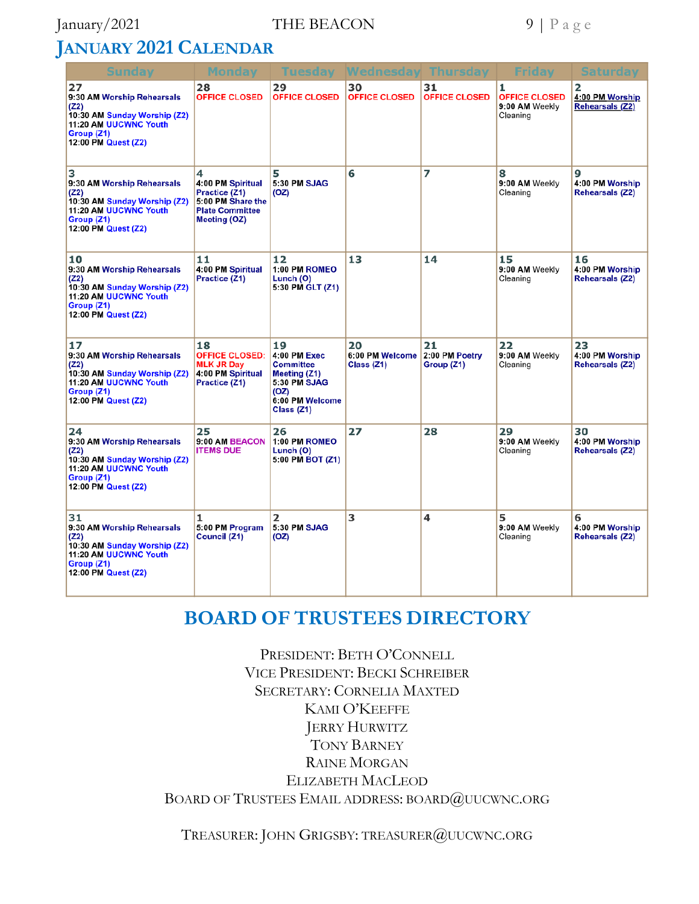# January 2021 Calendar

| Sunday | Monday | Tuesday | Wednesday | Thursday | Friday | Saturday |
|---|---|---|---|---|---|---|
| **27** 9:30 AM Worship Rehearsals (Z2) 10:30 AM Sunday Worship (Z2) 11:20 AM UUCWNC Youth Group (Z1) 12:00 PM Quest (Z2) | **28** OFFICE CLOSED | **29** OFFICE CLOSED | **30** OFFICE CLOSED | **31** OFFICE CLOSED | **1** OFFICE CLOSED 9:00 AM Weekly Cleaning | **2** 4:00 PM Worship Rehearsals (Z2) |
| **3** 9:30 AM Worship Rehearsals (Z2) 10:30 AM Sunday Worship (Z2) 11:20 AM UUCWNC Youth Group (Z1) 12:00 PM Quest (Z2) | **4** 4:00 PM Spiritual Practice (Z1) 5:00 PM Share the Plate Committee Meeting (OZ) | **5** 5:30 PM SJAG (OZ) | **6** | **7** | **8** 9:00 AM Weekly Cleaning | **9** 4:00 PM Worship Rehearsals (Z2) |
| **10** 9:30 AM Worship Rehearsals (Z2) 10:30 AM Sunday Worship (Z2) 11:20 AM UUCWNC Youth Group (Z1) 12:00 PM Quest (Z2) | **11** 4:00 PM Spiritual Practice (Z1) | **12** 1:00 PM ROMEO Lunch (O) 5:30 PM GLT (Z1) | **13** | **14** | **15** 9:00 AM Weekly Cleaning | **16** 4:00 PM Worship Rehearsals (Z2) |
| **17** 9:30 AM Worship Rehearsals (Z2) 10:30 AM Sunday Worship (Z2) 11:20 AM UUCWNC Youth Group (Z1) 12:00 PM Quest (Z2) | **18** OFFICE CLOSED: MLK JR Day 4:00 PM Spiritual Practice (Z1) | **19** 4:00 PM Exec Committee Meeting (Z1) 5:30 PM SJAG (OZ) 6:00 PM Welcome Class (Z1) | **20** 6:00 PM Welcome Class (Z1) | **21** 2:00 PM Poetry Group (Z1) | **22** 9:00 AM Weekly Cleaning | **23** 4:00 PM Worship Rehearsals (Z2) |
| **24** 9:30 AM Worship Rehearsals (Z2) 10:30 AM Sunday Worship (Z2) 11:20 AM UUCWNC Youth Group (Z1) 12:00 PM Quest (Z2) | **25** 9:00 AM BEACON ITEMS DUE | **26** 1:00 PM ROMEO Lunch (O) 5:00 PM BOT (Z1) | **27** | **28** | **29** 9:00 AM Weekly Cleaning | **30** 4:00 PM Worship Rehearsals (Z2) |
| **31** 9:30 AM Worship Rehearsals (Z2) 10:30 AM Sunday Worship (Z2) 11:20 AM UUCWNC Youth Group (Z1) 12:00 PM Quest (Z2) | **1** 5:00 PM Program Council (Z1) | **2** 5:30 PM SJAG (OZ) | **3** | **4** | **5** 9:00 AM Weekly Cleaning | **6** 4:00 PM Worship Rehearsals (Z2) |

# Board of Trustees Directory

President: Beth O'Connell
Vice President: Becki Schreiber
Secretary: Cornelia Maxted
Kami O'Keeffe
Jerry Hurwitz
Tony Barney
Raine Morgan
Elizabeth MacLeod
Board of Trustees Email Address: board@uucwnc.org

Treasurer: John Grigsby: treasurer@uucwnc.org